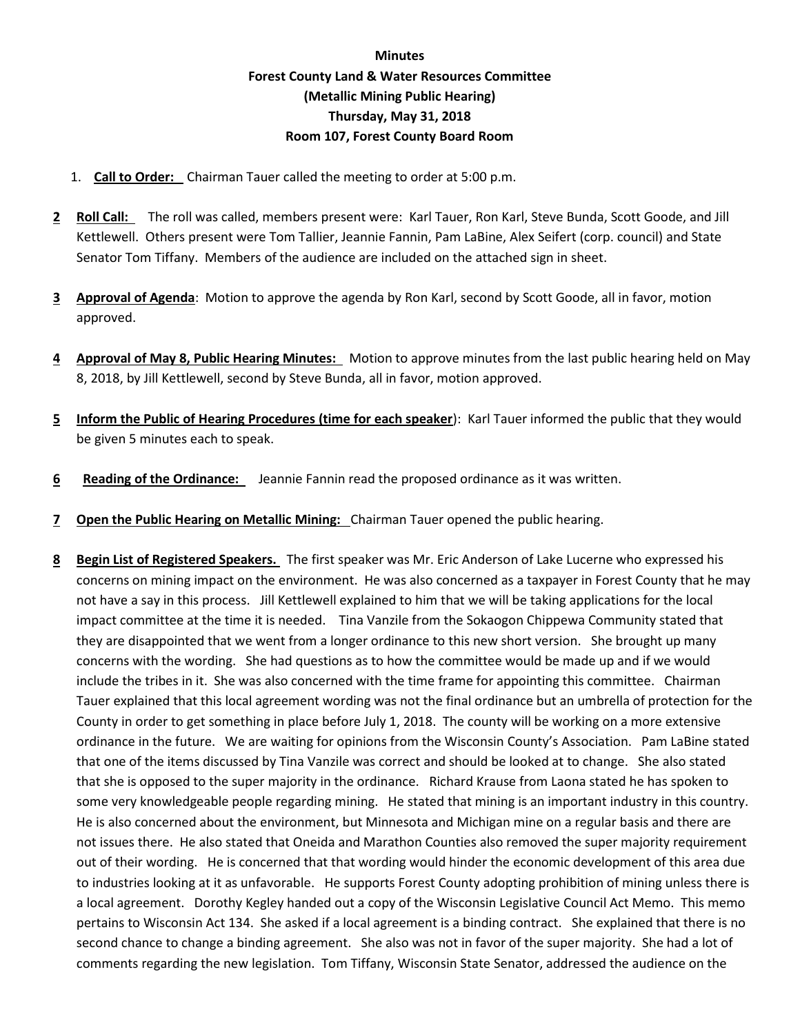**Minutes**

**Forest County Land & Water Resources Committee**

**(Metallic Mining Public Hearing)**

**Thursday, May 31, 2018**

**Room 107, Forest County Board Room**

1. **Call to Order:** Chairman Tauer called the meeting to order at 5:00 p.m.

**2** **Roll Call:** The roll was called, members present were: Karl Tauer, Ron Karl, Steve Bunda, Scott Goode, and Jill Kettlewell. Others present were Tom Tallier, Jeannie Fannin, Pam LaBine, Alex Seifert (corp. council) and State Senator Tom Tiffany. Members of the audience are included on the attached sign in sheet.

**3** **Approval of Agenda**: Motion to approve the agenda by Ron Karl, second by Scott Goode, all in favor, motion approved.

**4** **Approval of May 8, Public Hearing Minutes:** Motion to approve minutes from the last public hearing held on May 8, 2018, by Jill Kettlewell, second by Steve Bunda, all in favor, motion approved.

**5** **Inform the Public of Hearing Procedures (time for each speaker)**: Karl Tauer informed the public that they would be given 5 minutes each to speak.

**6** **Reading of the Ordinance:** Jeannie Fannin read the proposed ordinance as it was written.

**7** **Open the Public Hearing on Metallic Mining:** Chairman Tauer opened the public hearing.

**8** **Begin List of Registered Speakers.** The first speaker was Mr. Eric Anderson of Lake Lucerne who expressed his concerns on mining impact on the environment. He was also concerned as a taxpayer in Forest County that he may not have a say in this process. Jill Kettlewell explained to him that we will be taking applications for the local impact committee at the time it is needed. Tina Vanzile from the Sokaogon Chippewa Community stated that they are disappointed that we went from a longer ordinance to this new short version. She brought up many concerns with the wording. She had questions as to how the committee would be made up and if we would include the tribes in it. She was also concerned with the time frame for appointing this committee. Chairman Tauer explained that this local agreement wording was not the final ordinance but an umbrella of protection for the County in order to get something in place before July 1, 2018. The county will be working on a more extensive ordinance in the future. We are waiting for opinions from the Wisconsin County's Association. Pam LaBine stated that one of the items discussed by Tina Vanzile was correct and should be looked at to change. She also stated that she is opposed to the super majority in the ordinance. Richard Krause from Laona stated he has spoken to some very knowledgeable people regarding mining. He stated that mining is an important industry in this country. He is also concerned about the environment, but Minnesota and Michigan mine on a regular basis and there are not issues there. He also stated that Oneida and Marathon Counties also removed the super majority requirement out of their wording. He is concerned that that wording would hinder the economic development of this area due to industries looking at it as unfavorable. He supports Forest County adopting prohibition of mining unless there is a local agreement. Dorothy Kegley handed out a copy of the Wisconsin Legislative Council Act Memo. This memo pertains to Wisconsin Act 134. She asked if a local agreement is a binding contract. She explained that there is no second chance to change a binding agreement. She also was not in favor of the super majority. She had a lot of comments regarding the new legislation. Tom Tiffany, Wisconsin State Senator, addressed the audience on the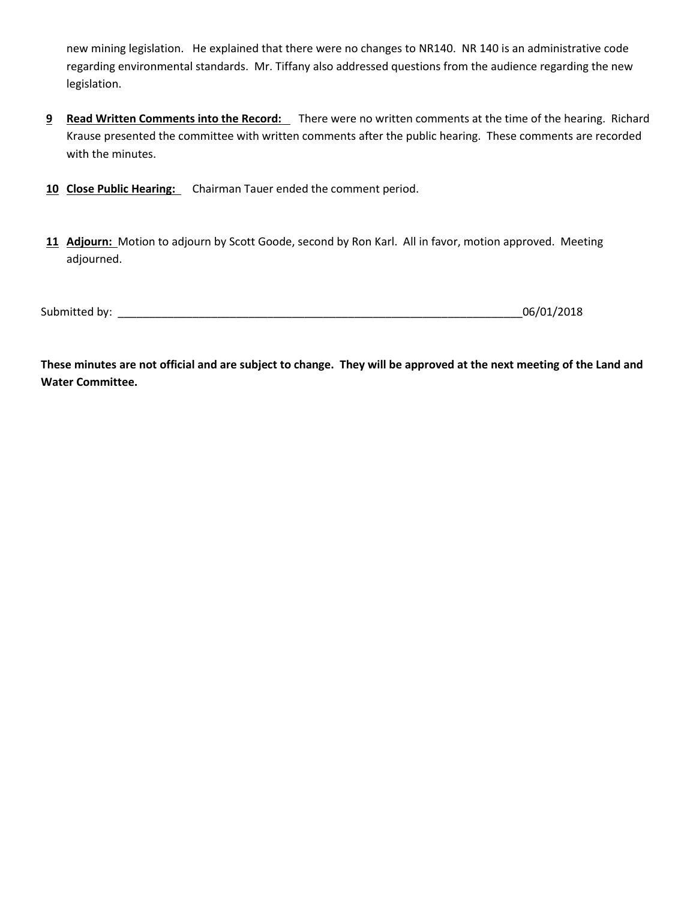new mining legislation. He explained that there were no changes to NR140. NR 140 is an administrative code regarding environmental standards. Mr. Tiffany also addressed questions from the audience regarding the new legislation.

**9** **Read Written Comments into the Record:** There were no written comments at the time of the hearing. Richard Krause presented the committee with written comments after the public hearing. These comments are recorded with the minutes.

**10** **Close Public Hearing:** Chairman Tauer ended the comment period.

**11** **Adjourn:** Motion to adjourn by Scott Goode, second by Ron Karl. All in favor, motion approved. Meeting adjourned.

Submitted by: ____________________________________________________________________06/01/2018

**These minutes are not official and are subject to change. They will be approved at the next meeting of the Land and Water Committee.**